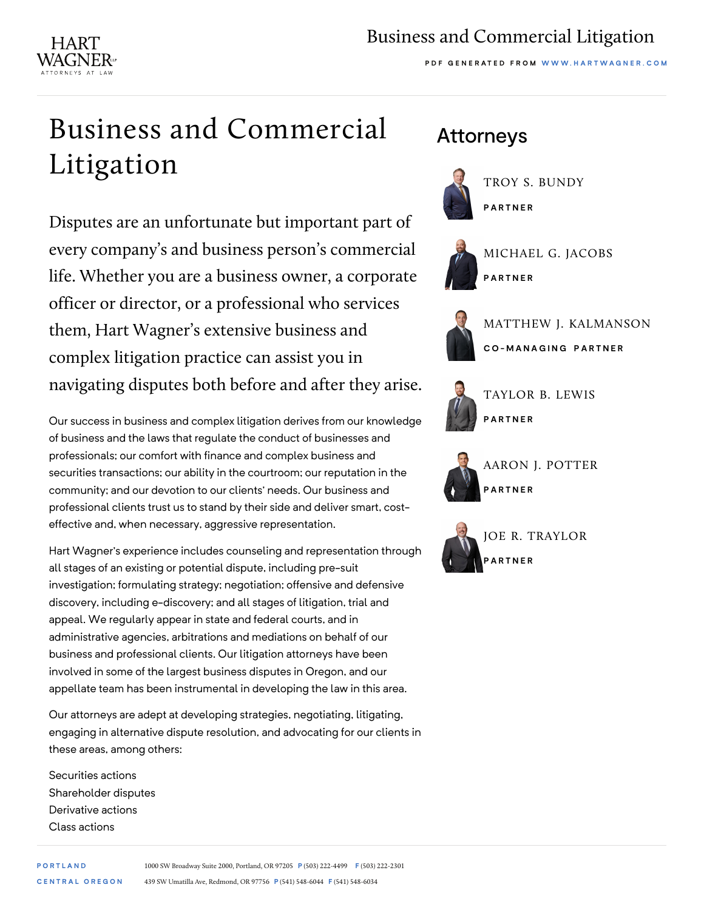# Business and Commercial Litigation

Disputes are an unfortunate but important part of every company's and business person's commercial life. Whether you are a business owner, a corporate officer or director, or a professional who services them, Hart Wagner's extensive business and complex litigation practice can assist you in navigating disputes both before and after they arise.

Our success in business and complex litigation derives from our knowledge of business and the laws that regulate the conduct of businesses and professionals; our comfort with finance and complex business and securities transactions; our ability in the courtroom; our reputation in the community; and our devotion to our clients' needs. Our business and professional clients trust us to stand by their side and deliver smart, cost-effective and, when necessary, aggressive representation.

Hart Wagner's experience includes counseling and representation through all stages of an existing or potential dispute, including pre-suit investigation; formulating strategy; negotiation; offensive and defensive discovery, including e-discovery; and all stages of litigation, trial and appeal. We regularly appear in state and federal courts, and in administrative agencies, arbitrations and mediations on behalf of our business and professional clients. Our litigation attorneys have been involved in some of the largest business disputes in Oregon, and our appellate team has been instrumental in developing the law in this area.

Our attorneys are adept at developing strategies, negotiating, litigating, engaging in alternative dispute resolution, and advocating for our clients in these areas, among others:

Securities actions
Shareholder disputes
Derivative actions
Class actions

## Attorneys

TROY S. BUNDY
**PARTNER**

MICHAEL G. JACOBS
**PARTNER**

MATTHEW J. KALMANSON
**CO-MANAGING PARTNER**

TAYLOR B. LEWIS
**PARTNER**

AARON J. POTTER
**PARTNER**

JOE R. TRAYLOR
**PARTNER**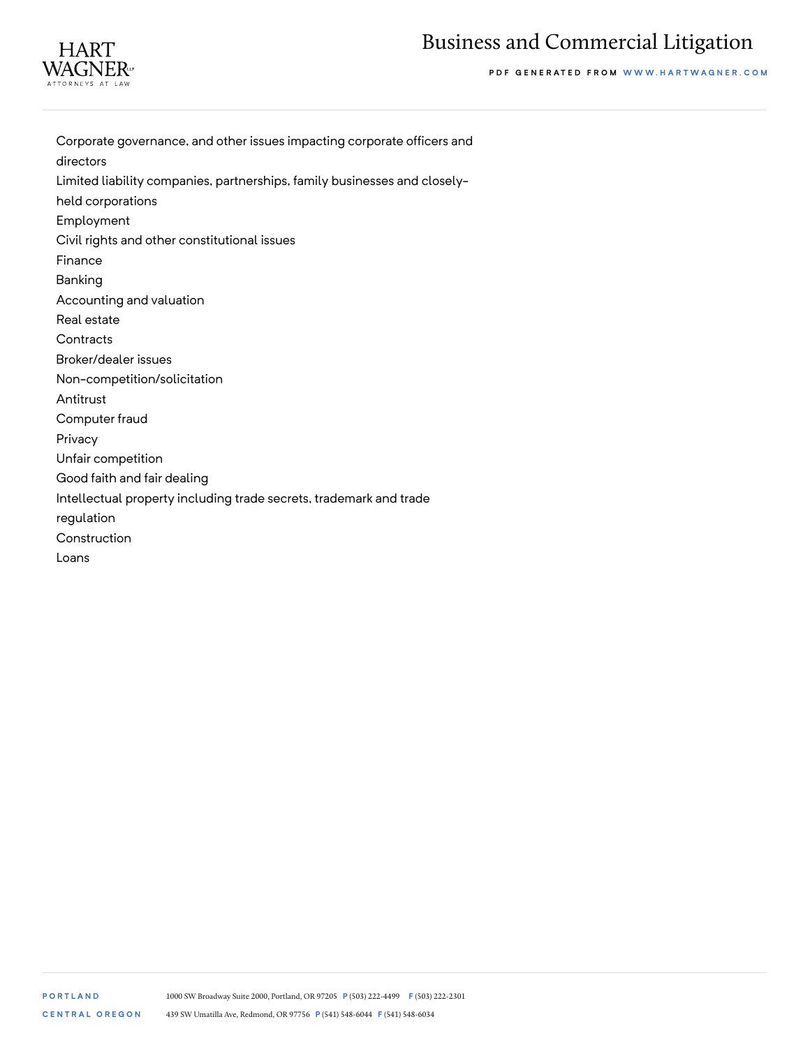- Corporate governance, and other issues impacting corporate officers and directors
- Limited liability companies, partnerships, family businesses and closely-held corporations
- Employment
- Civil rights and other constitutional issues
- Finance
- Banking
- Accounting and valuation
- Real estate
- Contracts
- Broker/dealer issues
- Non-competition/solicitation
- Antitrust
- Computer fraud
- Privacy
- Unfair competition
- Good faith and fair dealing
- Intellectual property including trade secrets, trademark and trade regulation
- Construction
- Loans